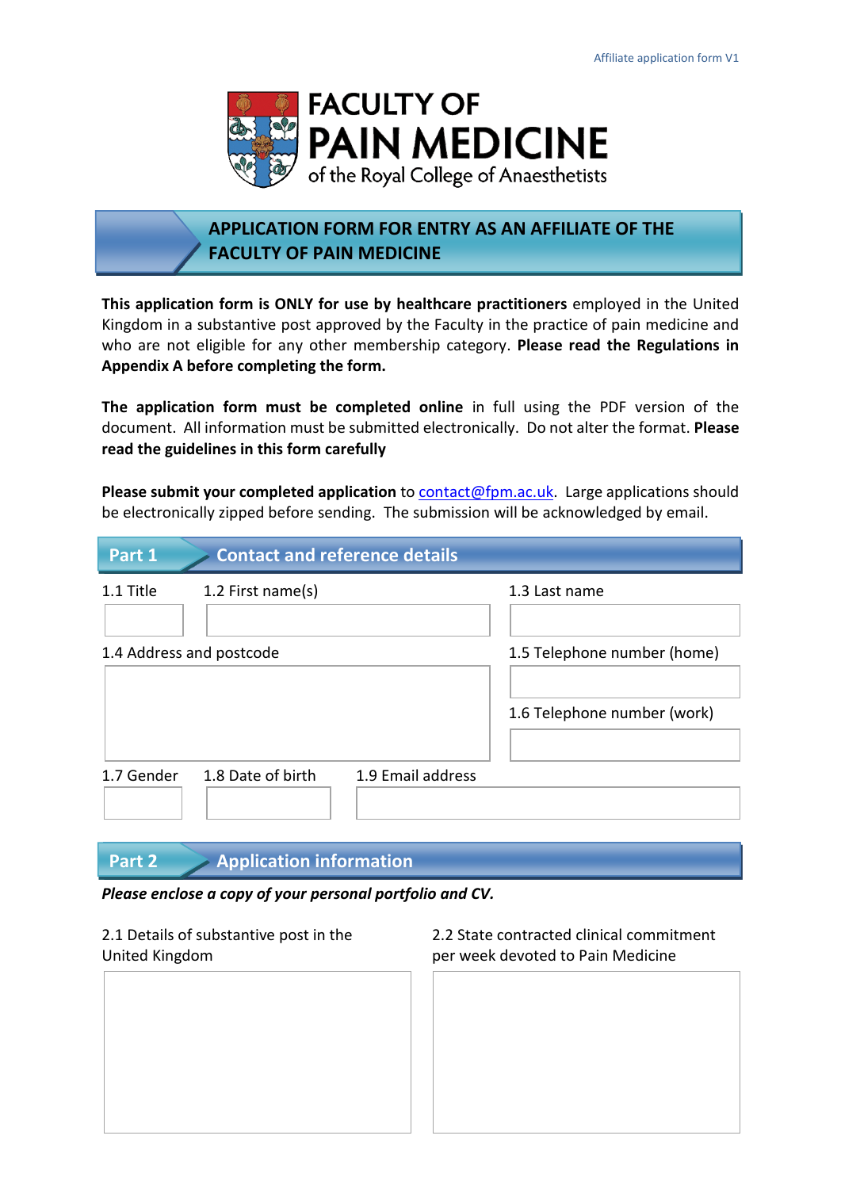# FACULTY OF PAIN MEDICINE

of the Royal College of Anaesthetists

## APPLICATION FORM FOR ENTRY AS AN AFFILIATE OF THE FACULTY OF PAIN MEDICINE

**This application form is ONLY for use by healthcare practitioners** employed in the United Kingdom in a substantive post approved by the Faculty in the practice of pain medicine and who are not eligible for any other membership category. **Please read the Regulations in Appendix A before completing the form.**

**The application form must be completed online** in full using the PDF version of the document. All information must be submitted electronically. Do not alter the format. **Please read the guidelines in this form carefully**

**Please submit your completed application** to contact@fpm.ac.uk. Large applications should be electronically zipped before sending. The submission will be acknowledged by email.

## Part 1 Contact and reference details

1.1 Title

1.2 First name(s)

1.3 Last name

1.4 Address and postcode

1.5 Telephone number (home)

1.6 Telephone number (work)

1.7 Gender

1.8 Date of birth

1.9 Email address

## Part 2 Application information

***Please enclose a copy of your personal portfolio and CV.***

2.1 Details of substantive post in the United Kingdom

2.2 State contracted clinical commitment per week devoted to Pain Medicine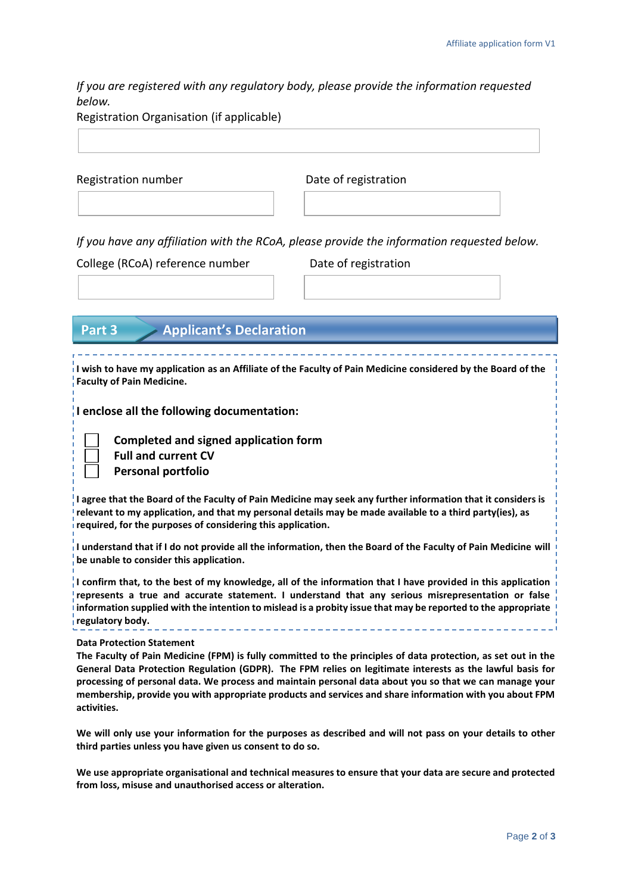*If you are registered with any regulatory body, please provide the information requested below.*

Registration Organisation (if applicable)

| |
|---|
| |

| Registration number | Date of registration |
|---|---|
| | |

*If you have any affiliation with the RCoA, please provide the information requested below.*

| College (RCoA) reference number | Date of registration |
|---|---|
| | |

## Part 3 Applicant's Declaration

**I wish to have my application as an Affiliate of the Faculty of Pain Medicine considered by the Board of the Faculty of Pain Medicine.**

**I enclose all the following documentation:**

- ☐ **Completed and signed application form**
- ☐ **Full and current CV**
- ☐ **Personal portfolio**

**I agree that the Board of the Faculty of Pain Medicine may seek any further information that it considers is relevant to my application, and that my personal details may be made available to a third party(ies), as required, for the purposes of considering this application.**

**I understand that if I do not provide all the information, then the Board of the Faculty of Pain Medicine will be unable to consider this application.**

**I confirm that, to the best of my knowledge, all of the information that I have provided in this application represents a true and accurate statement. I understand that any serious misrepresentation or false information supplied with the intention to mislead is a probity issue that may be reported to the appropriate regulatory body.**

**Data Protection Statement**

**The Faculty of Pain Medicine (FPM) is fully committed to the principles of data protection, as set out in the General Data Protection Regulation (GDPR). The FPM relies on legitimate interests as the lawful basis for processing of personal data. We process and maintain personal data about you so that we can manage your membership, provide you with appropriate products and services and share information with you about FPM activities.**

**We will only use your information for the purposes as described and will not pass on your details to other third parties unless you have given us consent to do so.**

**We use appropriate organisational and technical measures to ensure that your data are secure and protected from loss, misuse and unauthorised access or alteration.**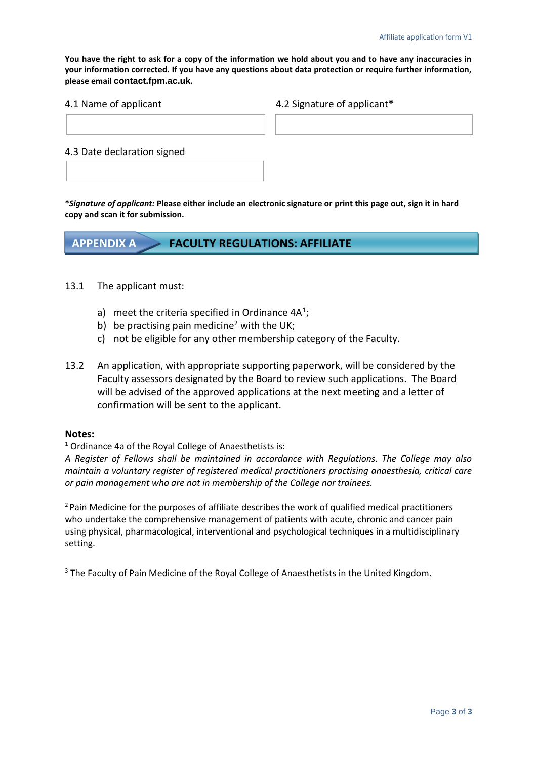**You have the right to ask for a copy of the information we hold about you and to have any inaccuracies in your information corrected. If you have any questions about data protection or require further information, please email contact.fpm.ac.uk.**

| 4.1 Name of applicant | 4.2 Signature of applicant* |
| --- | --- |
| | |

| 4.3 Date declaration signed |
| --- |
| |

**\****Signature of applicant:*** **Please either include an electronic signature or print this page out, sign it in hard copy and scan it for submission.**

## APPENDIX A FACULTY REGULATIONS: AFFILIATE

13.1 The applicant must:

a) meet the criteria specified in Ordinance 4A[1];
b) be practising pain medicine[2] with the UK;
c) not be eligible for any other membership category of the Faculty.

13.2 An application, with appropriate supporting paperwork, will be considered by the Faculty assessors designated by the Board to review such applications. The Board will be advised of the approved applications at the next meeting and a letter of confirmation will be sent to the applicant.

**Notes:**

[1] Ordinance 4a of the Royal College of Anaesthetists is:
*A Register of Fellows shall be maintained in accordance with Regulations. The College may also maintain a voluntary register of registered medical practitioners practising anaesthesia, critical care or pain management who are not in membership of the College nor trainees.*

[2] Pain Medicine for the purposes of affiliate describes the work of qualified medical practitioners who undertake the comprehensive management of patients with acute, chronic and cancer pain using physical, pharmacological, interventional and psychological techniques in a multidisciplinary setting.

[3] The Faculty of Pain Medicine of the Royal College of Anaesthetists in the United Kingdom.